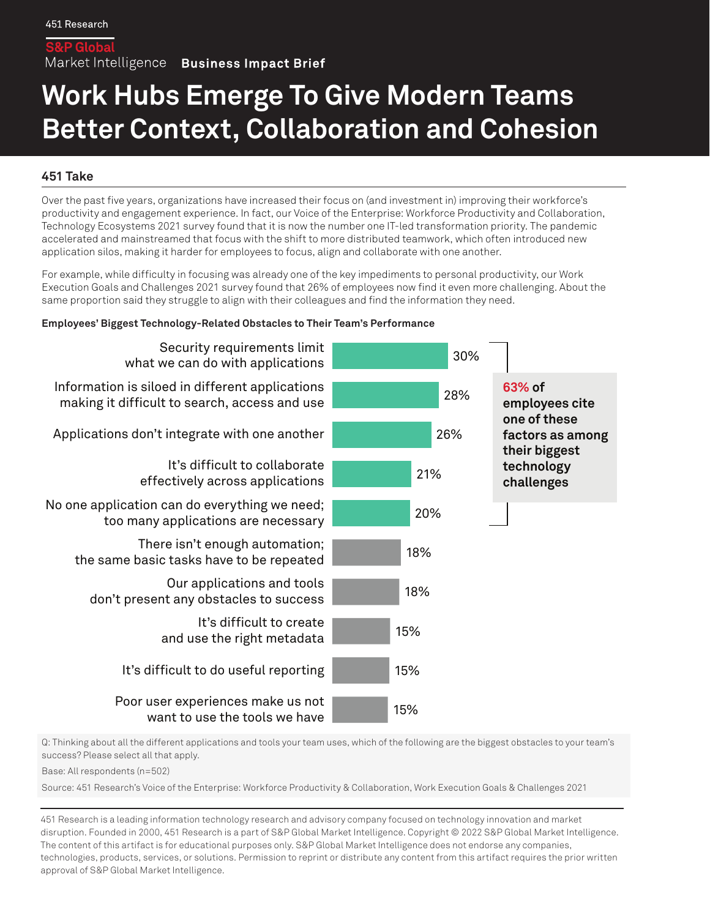451 Research

S&P Global Market Intelligence **Business Impact Brief**

# Work Hubs Emerge To Give Modern Teams Better Context, Collaboration and Cohesion

## 451 Take

Over the past five years, organizations have increased their focus on (and investment in) improving their workforce's productivity and engagement experience. In fact, our Voice of the Enterprise: Workforce Productivity and Collaboration, Technology Ecosystems 2021 survey found that it is now the number one IT-led transformation priority. The pandemic accelerated and mainstreamed that focus with the shift to more distributed teamwork, which often introduced new application silos, making it harder for employees to focus, align and collaborate with one another.

For example, while difficulty in focusing was already one of the key impediments to personal productivity, our Work Execution Goals and Challenges 2021 survey found that 26% of employees now find it even more challenging. About the same proportion said they struggle to align with their colleagues and find the information they need.

**Employees' Biggest Technology-Related Obstacles to Their Team's Performance**

| Obstacle | % |
| --- | --- |
| Security requirements limit what we can do with applications | 30% |
| Information is siloed in different applications making it difficult to search, access and use | 28% |
| Applications don't integrate with one another | 26% |
| It's difficult to collaborate effectively across applications | 21% |
| No one application can do everything we need; too many applications are necessary | 20% |
| There isn't enough automation; the same basic tasks have to be repeated | 18% |
| Our applications and tools don't present any obstacles to success | 18% |
| It's difficult to create and use the right metadata | 15% |
| It's difficult to do useful reporting | 15% |
| Poor user experiences make us not want to use the tools we have | 15% |

**63% of employees cite one of these factors as among their biggest technology challenges** (top five factors)

Q: Thinking about all the different applications and tools your team uses, which of the following are the biggest obstacles to your team's success? Please select all that apply.

Base: All respondents (n=502)

Source: 451 Research's Voice of the Enterprise: Workforce Productivity & Collaboration, Work Execution Goals & Challenges 2021

451 Research is a leading information technology research and advisory company focused on technology innovation and market disruption. Founded in 2000, 451 Research is a part of S&P Global Market Intelligence. Copyright © 2022 S&P Global Market Intelligence. The content of this artifact is for educational purposes only. S&P Global Market Intelligence does not endorse any companies, technologies, products, services, or solutions. Permission to reprint or distribute any content from this artifact requires the prior written approval of S&P Global Market Intelligence.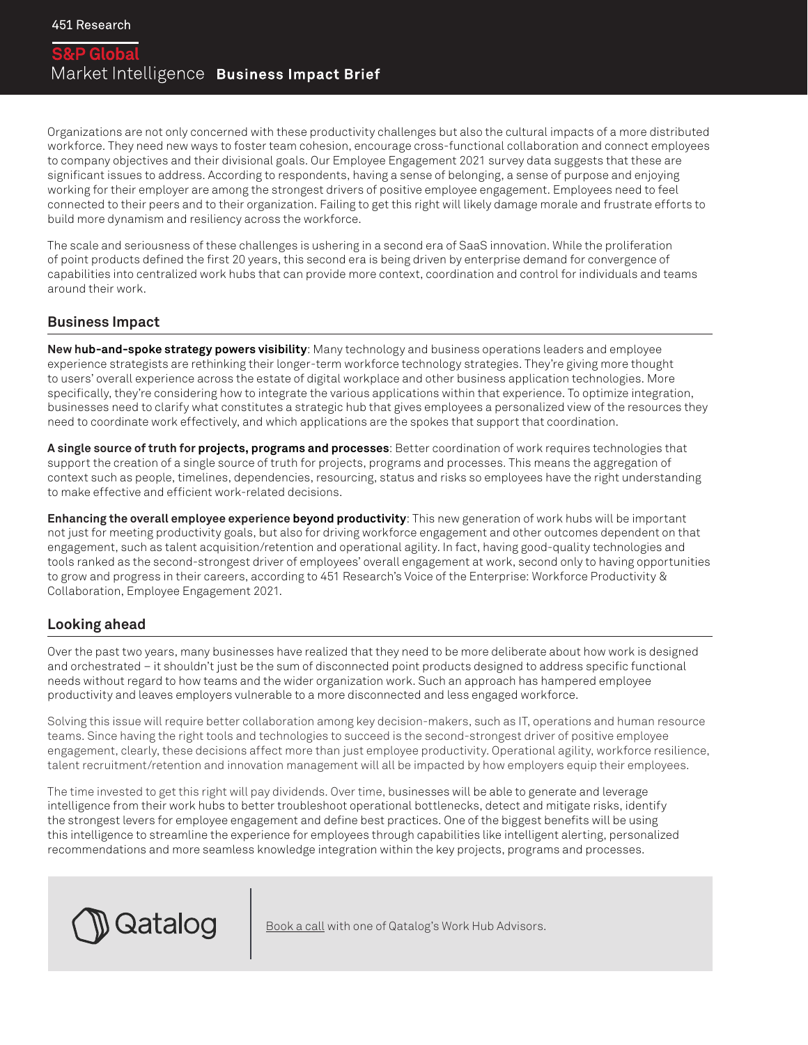Organizations are not only concerned with these productivity challenges but also the cultural impacts of a more distributed workforce. They need new ways to foster team cohesion, encourage cross-functional collaboration and connect employees to company objectives and their divisional goals. Our Employee Engagement 2021 survey data suggests that these are significant issues to address. According to respondents, having a sense of belonging, a sense of purpose and enjoying working for their employer are among the strongest drivers of positive employee engagement. Employees need to feel connected to their peers and to their organization. Failing to get this right will likely damage morale and frustrate efforts to build more dynamism and resiliency across the workforce.

The scale and seriousness of these challenges is ushering in a second era of SaaS innovation. While the proliferation of point products defined the first 20 years, this second era is being driven by enterprise demand for convergence of capabilities into centralized work hubs that can provide more context, coordination and control for individuals and teams around their work.

## Business Impact

**New hub-and-spoke strategy powers visibility**: Many technology and business operations leaders and employee experience strategists are rethinking their longer-term workforce technology strategies. They're giving more thought to users' overall experience across the estate of digital workplace and other business application technologies. More specifically, they're considering how to integrate the various applications within that experience. To optimize integration, businesses need to clarify what constitutes a strategic hub that gives employees a personalized view of the resources they need to coordinate work effectively, and which applications are the spokes that support that coordination.

**A single source of truth for projects, programs and processes**: Better coordination of work requires technologies that support the creation of a single source of truth for projects, programs and processes. This means the aggregation of context such as people, timelines, dependencies, resourcing, status and risks so employees have the right understanding to make effective and efficient work-related decisions.

**Enhancing the overall employee experience beyond productivity**: This new generation of work hubs will be important not just for meeting productivity goals, but also for driving workforce engagement and other outcomes dependent on that engagement, such as talent acquisition/retention and operational agility. In fact, having good-quality technologies and tools ranked as the second-strongest driver of employees' overall engagement at work, second only to having opportunities to grow and progress in their careers, according to 451 Research's Voice of the Enterprise: Workforce Productivity & Collaboration, Employee Engagement 2021.

## Looking ahead

Over the past two years, many businesses have realized that they need to be more deliberate about how work is designed and orchestrated – it shouldn't just be the sum of disconnected point products designed to address specific functional needs without regard to how teams and the wider organization work. Such an approach has hampered employee productivity and leaves employers vulnerable to a more disconnected and less engaged workforce.

Solving this issue will require better collaboration among key decision-makers, such as IT, operations and human resource teams. Since having the right tools and technologies to succeed is the second-strongest driver of positive employee engagement, clearly, these decisions affect more than just employee productivity. Operational agility, workforce resilience, talent recruitment/retention and innovation management will all be impacted by how employers equip their employees.

The time invested to get this right will pay dividends. Over time, businesses will be able to generate and leverage intelligence from their work hubs to better troubleshoot operational bottlenecks, detect and mitigate risks, identify the strongest levers for employee engagement and define best practices. One of the biggest benefits will be using this intelligence to streamline the experience for employees through capabilities like intelligent alerting, personalized recommendations and more seamless knowledge integration within the key projects, programs and processes.

Qatalog

Book a call with one of Qatalog's Work Hub Advisors.